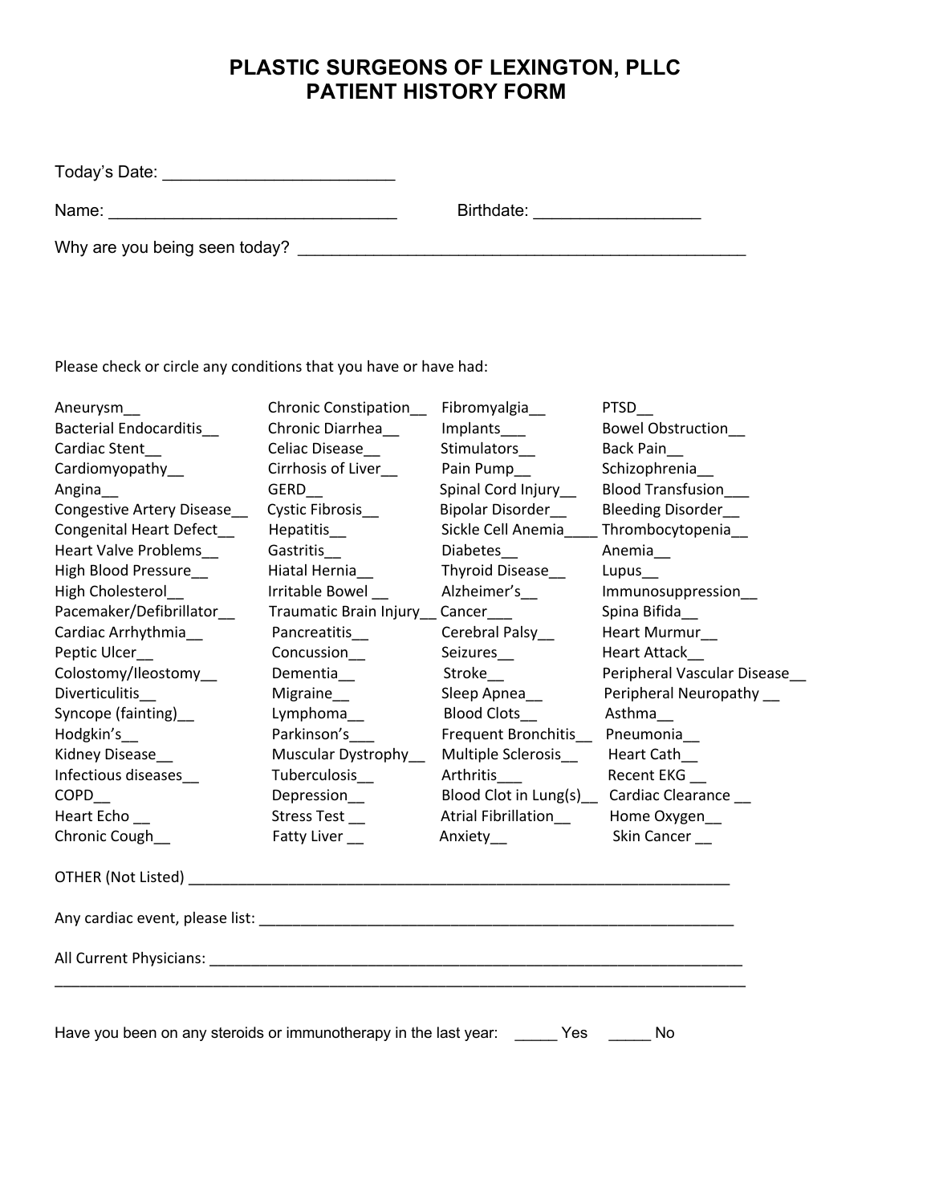# PLASTIC SURGEONS OF LEXINGTON, PLLC
# PATIENT HISTORY FORM

Today's Date: ________________________

Name: ______________________________ Birthdate: _________________

Why are you being seen today? ___________________________________________________

Please check or circle any conditions that you have or have had:

| | | | |
|---|---|---|---|
| Aneurysm__ | Chronic Constipation__ | Fibromyalgia__ | PTSD__ |
| Bacterial Endocarditis__ | Chronic Diarrhea__ | Implants___ | Bowel Obstruction__ |
| Cardiac Stent__ | Celiac Disease__ | Stimulators__ | Back Pain__ |
| Cardiomyopathy__ | Cirrhosis of Liver__ | Pain Pump__ | Schizophrenia__ |
| Angina__ | GERD__ | Spinal Cord Injury__ | Blood Transfusion___ |
| Congestive Artery Disease__ | Cystic Fibrosis__ | Bipolar Disorder__ | Bleeding Disorder__ |
| Congenital Heart Defect__ | Hepatitis__ | Sickle Cell Anemia____ | Thrombocytopenia__ |
| Heart Valve Problems__ | Gastritis__ | Diabetes__ | Anemia__ |
| High Blood Pressure__ | Hiatal Hernia__ | Thyroid Disease__ | Lupus__ |
| High Cholesterol__ | Irritable Bowel __ | Alzheimer's__ | Immunosuppression__ |
| Pacemaker/Defibrillator__ | Traumatic Brain Injury__ | Cancer___ | Spina Bifida__ |
| Cardiac Arrhythmia__ | Pancreatitis__ | Cerebral Palsy__ | Heart Murmur__ |
| Peptic Ulcer__ | Concussion__ | Seizures__ | Heart Attack__ |
| Colostomy/Ileostomy__ | Dementia__ | Stroke__ | Peripheral Vascular Disease__ |
| Diverticulitis__ | Migraine__ | Sleep Apnea__ | Peripheral Neuropathy __ |
| Syncope (fainting)__ | Lymphoma__ | Blood Clots__ | Asthma__ |
| Hodgkin's__ | Parkinson's___ | Frequent Bronchitis__ | Pneumonia__ |
| Kidney Disease__ | Muscular Dystrophy__ | Multiple Sclerosis__ | Heart Cath__ |
| Infectious diseases__ | Tuberculosis__ | Arthritis___ | Recent EKG __ |
| COPD__ | Depression__ | Blood Clot in Lung(s)__ | Cardiac Clearance __ |
| Heart Echo __ | Stress Test __ | Atrial Fibrillation__ | Home Oxygen__ |
| Chronic Cough__ | Fatty Liver __ | Anxiety__ | Skin Cancer __ |

OTHER (Not Listed) _________________________________________________________________

Any cardiac event, please list: __________________________________________________________

All Current Physicians: ________________________________________________________________
_____________________________________________________________________________________

Have you been on any steroids or immunotherapy in the last year: _____ Yes _____ No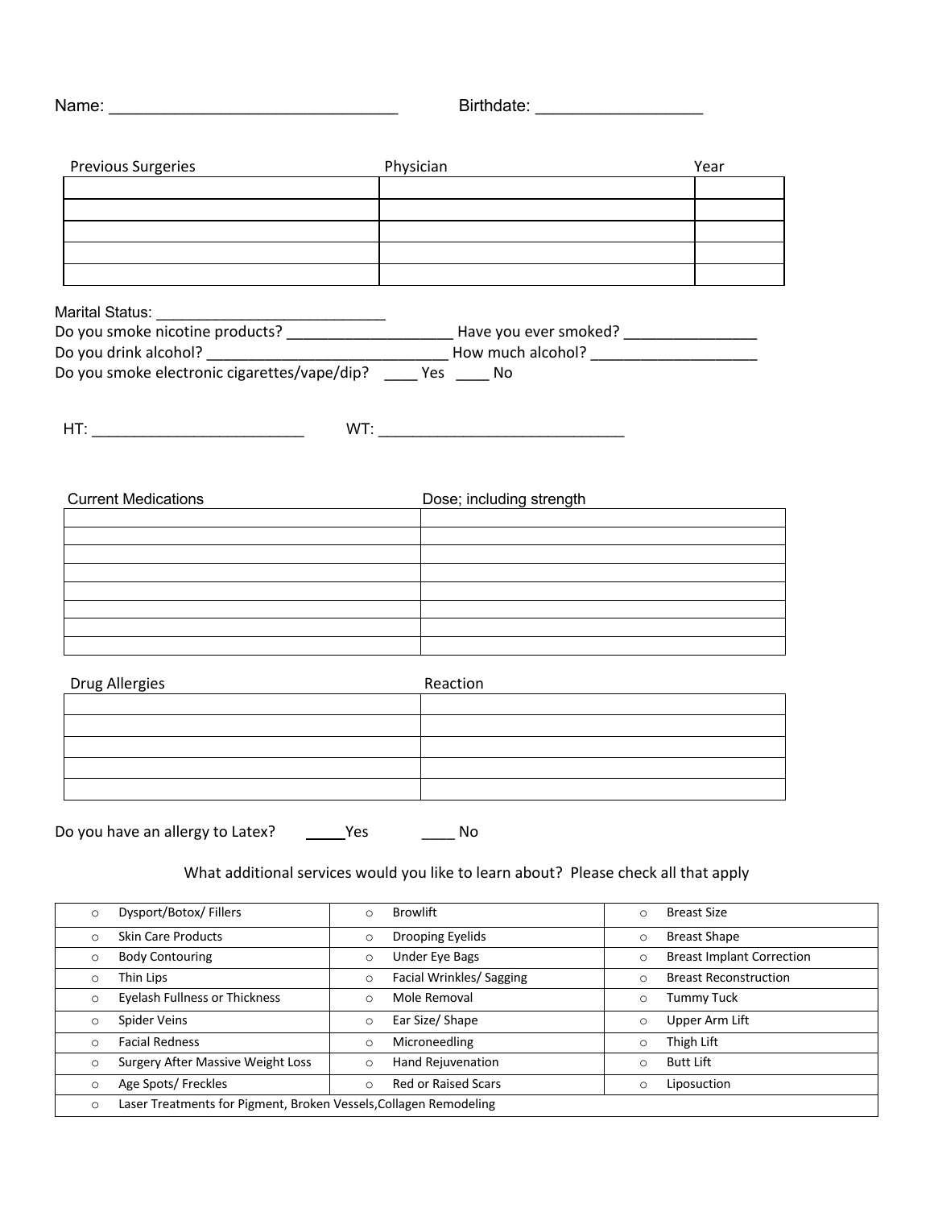Name: _______________________________ Birthdate: _________________

| Previous Surgeries | Physician | Year |
|---|---|---|
| | | |
| | | |
| | | |
| | | |
| | | |

Marital Status: ___________________________

Do you smoke nicotine products? ___________________ Have you ever smoked? _______________

Do you drink alcohol? ____________________________ How much alcohol? ___________________

Do you smoke electronic cigarettes/vape/dip? ____ Yes ____ No

HT: ________________________ WT: ____________________________

| Current Medications | Dose; including strength |
|---|---|
| | |
| | |
| | |
| | |
| | |
| | |
| | |
| | |

| Drug Allergies | Reaction |
|---|---|
| | |
| | |
| | |
| | |
| | |

Do you have an allergy to Latex? _____Yes ____ No

What additional services would you like to learn about? Please check all that apply

| | | |
|---|---|---|
| ○ Dysport/Botox/ Fillers | ○ Browlift | ○ Breast Size |
| ○ Skin Care Products | ○ Drooping Eyelids | ○ Breast Shape |
| ○ Body Contouring | ○ Under Eye Bags | ○ Breast Implant Correction |
| ○ Thin Lips | ○ Facial Wrinkles/ Sagging | ○ Breast Reconstruction |
| ○ Eyelash Fullness or Thickness | ○ Mole Removal | ○ Tummy Tuck |
| ○ Spider Veins | ○ Ear Size/ Shape | ○ Upper Arm Lift |
| ○ Facial Redness | ○ Microneedling | ○ Thigh Lift |
| ○ Surgery After Massive Weight Loss | ○ Hand Rejuvenation | ○ Butt Lift |
| ○ Age Spots/ Freckles | ○ Red or Raised Scars | ○ Liposuction |
| ○ Laser Treatments for Pigment, Broken Vessels,Collagen Remodeling | | |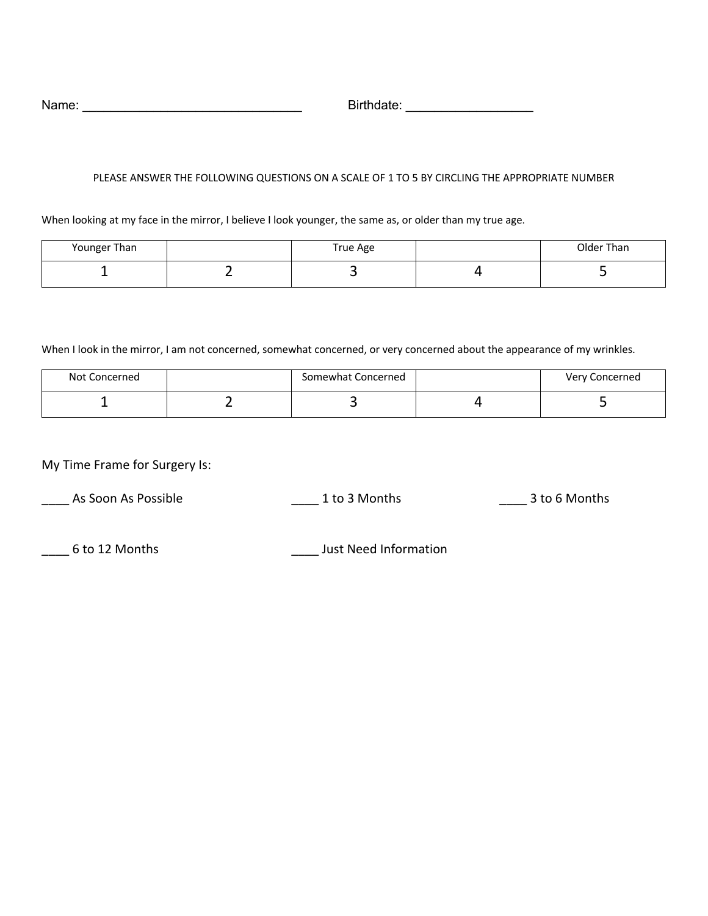Name: _______________________________ Birthdate: _________________

PLEASE ANSWER THE FOLLOWING QUESTIONS ON A SCALE OF 1 TO 5 BY CIRCLING THE APPROPRIATE NUMBER

When looking at my face in the mirror, I believe I look younger, the same as, or older than my true age.

| Younger Than | | True Age | | Older Than |
|---|---|---|---|---|
| 1 | 2 | 3 | 4 | 5 |

When I look in the mirror, I am not concerned, somewhat concerned, or very concerned about the appearance of my wrinkles.

| Not Concerned | | Somewhat Concerned | | Very Concerned |
|---|---|---|---|---|
| 1 | 2 | 3 | 4 | 5 |

My Time Frame for Surgery Is:

____ As Soon As Possible

____ 1 to 3 Months

____ 3 to 6 Months

____ 6 to 12 Months

____ Just Need Information